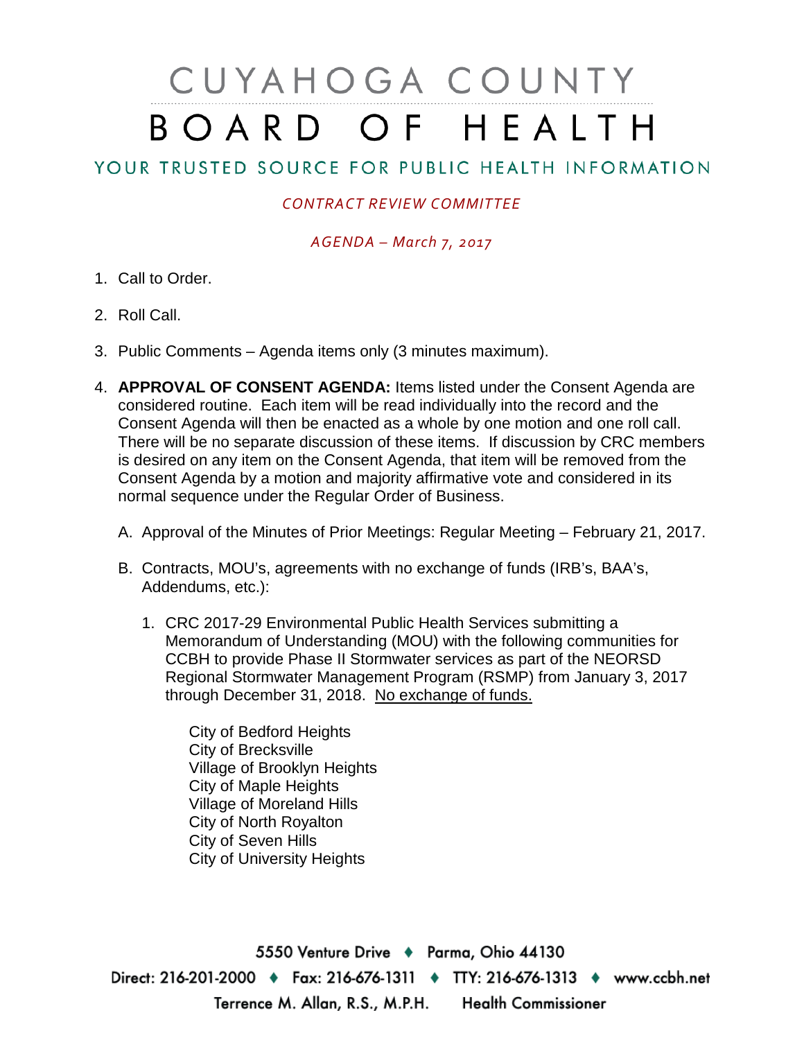# CUYAHOGA COUNTY BOARD OF HEALTH

## YOUR TRUSTED SOURCE FOR PUBLIC HEALTH INFORMATION

*CONTRACT REVIEW COMMITTEE*

*AGENDA – March 7, 2017*

1. Call to Order.

2. Roll Call.

3. Public Comments – Agenda items only (3 minutes maximum).

4. **APPROVAL OF CONSENT AGENDA:** Items listed under the Consent Agenda are considered routine. Each item will be read individually into the record and the Consent Agenda will then be enacted as a whole by one motion and one roll call. There will be no separate discussion of these items. If discussion by CRC members is desired on any item on the Consent Agenda, that item will be removed from the Consent Agenda by a motion and majority affirmative vote and considered in its normal sequence under the Regular Order of Business.

   A. Approval of the Minutes of Prior Meetings: Regular Meeting – February 21, 2017.

   B. Contracts, MOU's, agreements with no exchange of funds (IRB's, BAA's, Addendums, etc.):

      1. CRC 2017-29 Environmental Public Health Services submitting a Memorandum of Understanding (MOU) with the following communities for CCBH to provide Phase II Stormwater services as part of the NEORSD Regional Stormwater Management Program (RSMP) from January 3, 2017 through December 31, 2018. No exchange of funds.

         City of Bedford Heights
         City of Brecksville
         Village of Brooklyn Heights
         City of Maple Heights
         Village of Moreland Hills
         City of North Royalton
         City of Seven Hills
         City of University Heights

5550 Venture Drive ♦ Parma, Ohio 44130
Direct: 216-201-2000 ♦ Fax: 216-676-1311 ♦ TTY: 216-676-1313 ♦ www.ccbh.net
Terrence M. Allan, R.S., M.P.H. Health Commissioner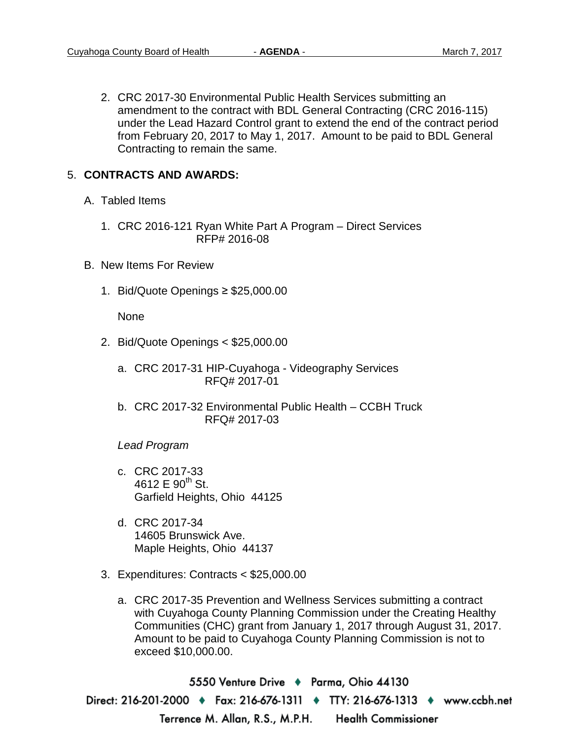2. CRC 2017-30 Environmental Public Health Services submitting an amendment to the contract with BDL General Contracting (CRC 2016-115) under the Lead Hazard Control grant to extend the end of the contract period from February 20, 2017 to May 1, 2017. Amount to be paid to BDL General Contracting to remain the same.

5. **CONTRACTS AND AWARDS:**

   A. Tabled Items

      1. CRC 2016-121 Ryan White Part A Program – Direct Services
         RFP# 2016-08

   B. New Items For Review

      1. Bid/Quote Openings ≥ $25,000.00

         None

      2. Bid/Quote Openings < $25,000.00

         a. CRC 2017-31 HIP-Cuyahoga - Videography Services
            RFQ# 2017-01

         b. CRC 2017-32 Environmental Public Health – CCBH Truck
            RFQ# 2017-03

         *Lead Program*

         c. CRC 2017-33
            4612 E 90th St.
            Garfield Heights, Ohio 44125

         d. CRC 2017-34
            14605 Brunswick Ave.
            Maple Heights, Ohio 44137

      3. Expenditures: Contracts < $25,000.00

         a. CRC 2017-35 Prevention and Wellness Services submitting a contract with Cuyahoga County Planning Commission under the Creating Healthy Communities (CHC) grant from January 1, 2017 through August 31, 2017. Amount to be paid to Cuyahoga County Planning Commission is not to exceed $10,000.00.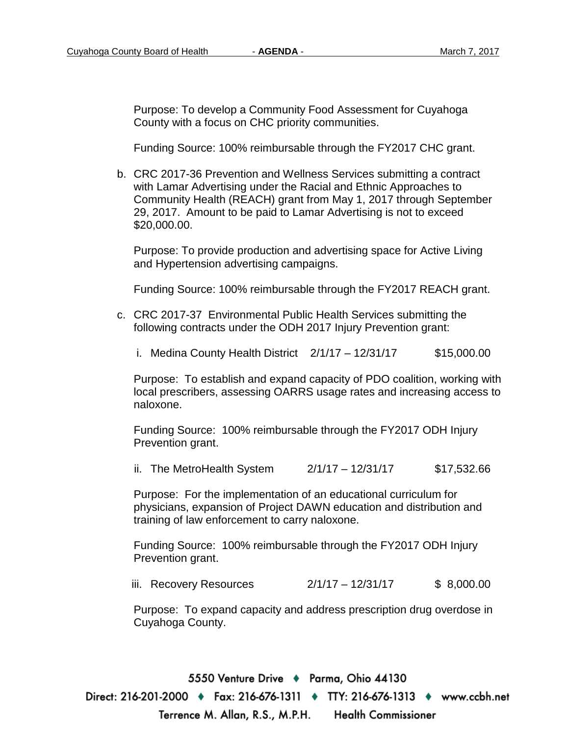Purpose: To develop a Community Food Assessment for Cuyahoga County with a focus on CHC priority communities.

Funding Source: 100% reimbursable through the FY2017 CHC grant.

b. CRC 2017-36 Prevention and Wellness Services submitting a contract with Lamar Advertising under the Racial and Ethnic Approaches to Community Health (REACH) grant from May 1, 2017 through September 29, 2017. Amount to be paid to Lamar Advertising is not to exceed $20,000.00.

   Purpose: To provide production and advertising space for Active Living and Hypertension advertising campaigns.

   Funding Source: 100% reimbursable through the FY2017 REACH grant.

c. CRC 2017-37 Environmental Public Health Services submitting the following contracts under the ODH 2017 Injury Prevention grant:

   i. Medina County Health District    2/1/17 – 12/31/17    $15,000.00

   Purpose: To establish and expand capacity of PDO coalition, working with local prescribers, assessing OARRS usage rates and increasing access to naloxone.

   Funding Source: 100% reimbursable through the FY2017 ODH Injury Prevention grant.

   ii. The MetroHealth System    2/1/17 – 12/31/17    $17,532.66

   Purpose: For the implementation of an educational curriculum for physicians, expansion of Project DAWN education and distribution and training of law enforcement to carry naloxone.

   Funding Source: 100% reimbursable through the FY2017 ODH Injury Prevention grant.

   iii. Recovery Resources    2/1/17 – 12/31/17    $ 8,000.00

   Purpose: To expand capacity and address prescription drug overdose in Cuyahoga County.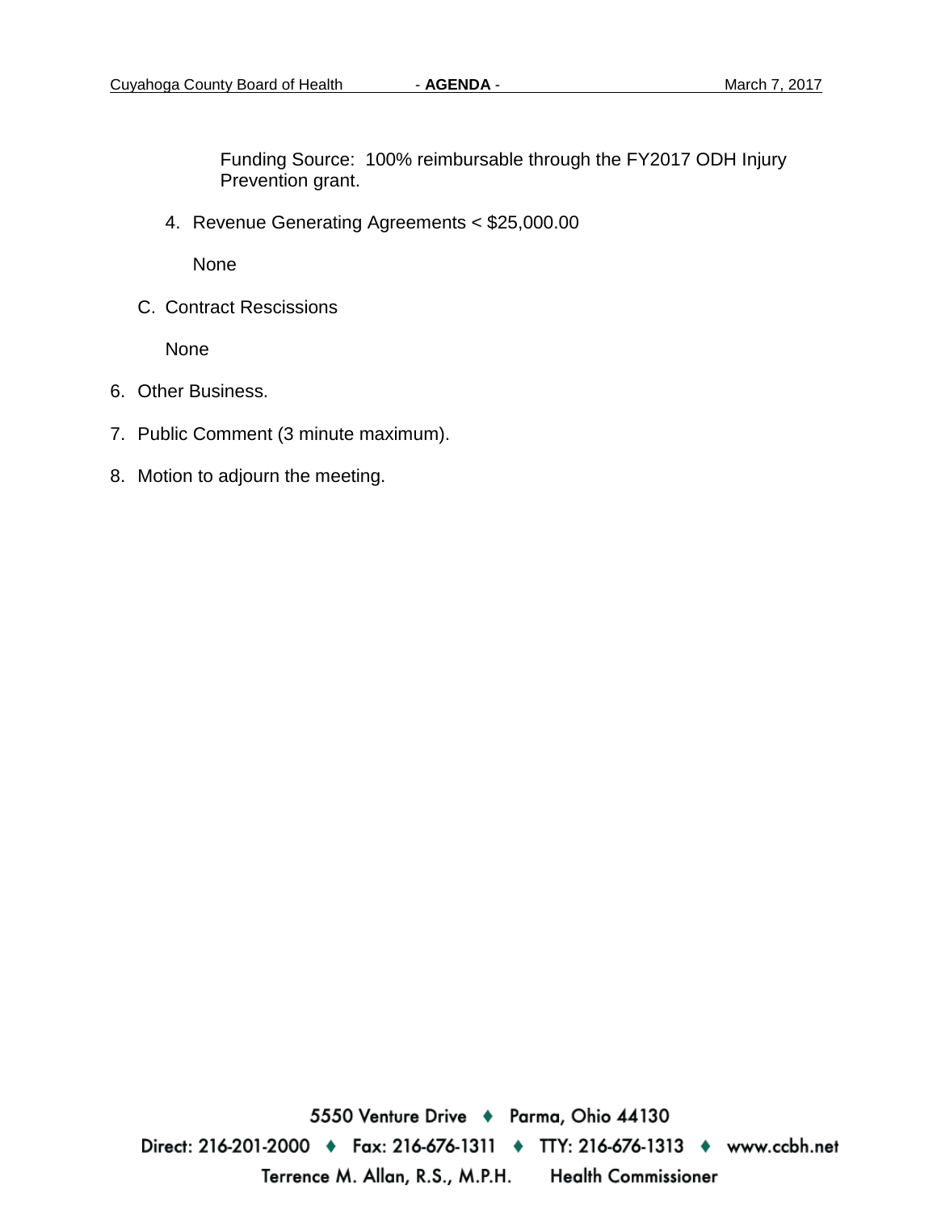Funding Source: 100% reimbursable through the FY2017 ODH Injury Prevention grant.

4. Revenue Generating Agreements < $25,000.00

   None

C. Contract Rescissions

   None

6. Other Business.

7. Public Comment (3 minute maximum).

8. Motion to adjourn the meeting.